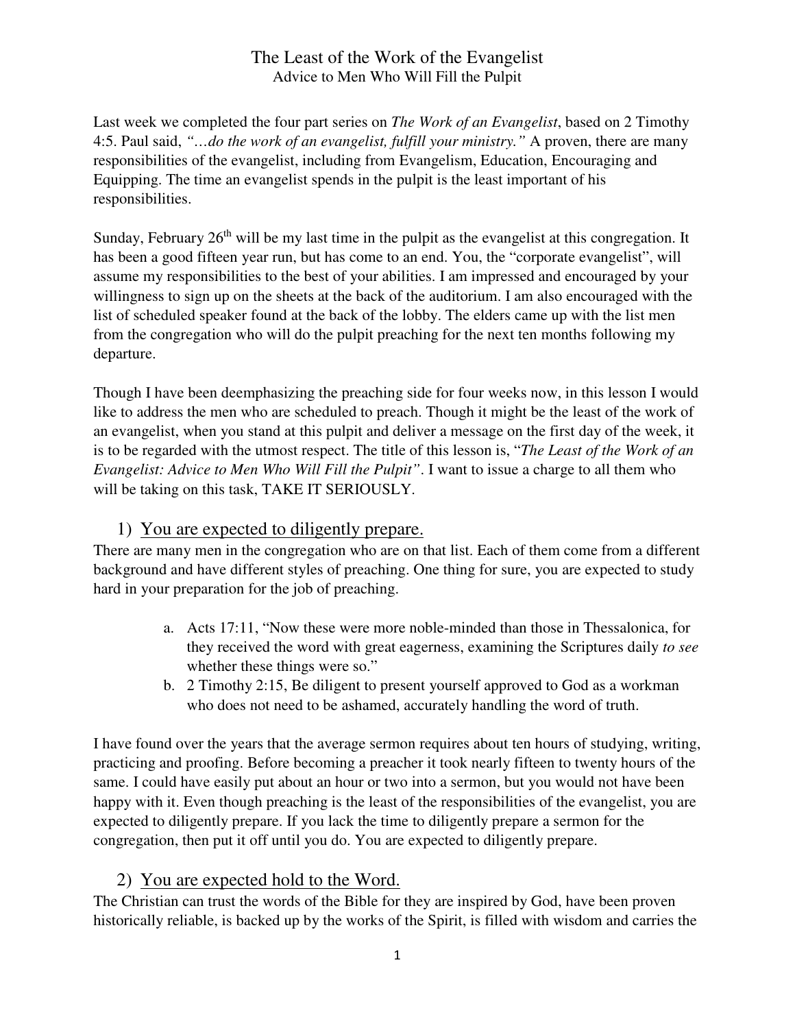# The Least of the Work of the Evangelist

## Advice to Men Who Will Fill the Pulpit

Last week we completed the four part series on *The Work of an Evangelist*, based on 2 Timothy 4:5. Paul said, *"…do the work of an evangelist, fulfill your ministry."* A proven, there are many responsibilities of the evangelist, including from Evangelism, Education, Encouraging and Equipping. The time an evangelist spends in the pulpit is the least important of his responsibilities.

Sunday, February 26th will be my last time in the pulpit as the evangelist at this congregation. It has been a good fifteen year run, but has come to an end. You, the "corporate evangelist", will assume my responsibilities to the best of your abilities. I am impressed and encouraged by your willingness to sign up on the sheets at the back of the auditorium. I am also encouraged with the list of scheduled speaker found at the back of the lobby. The elders came up with the list men from the congregation who will do the pulpit preaching for the next ten months following my departure.

Though I have been deemphasizing the preaching side for four weeks now, in this lesson I would like to address the men who are scheduled to preach. Though it might be the least of the work of an evangelist, when you stand at this pulpit and deliver a message on the first day of the week, it is to be regarded with the utmost respect. The title of this lesson is, "*The Least of the Work of an Evangelist: Advice to Men Who Will Fill the Pulpit"*. I want to issue a charge to all them who will be taking on this task, TAKE IT SERIOUSLY.

### 1) <u>You are expected to diligently prepare.</u>

There are many men in the congregation who are on that list. Each of them come from a different background and have different styles of preaching. One thing for sure, you are expected to study hard in your preparation for the job of preaching.

a. Acts 17:11, "Now these were more noble-minded than those in Thessalonica, for they received the word with great eagerness, examining the Scriptures daily *to see* whether these things were so."
b. 2 Timothy 2:15, Be diligent to present yourself approved to God as a workman who does not need to be ashamed, accurately handling the word of truth.

I have found over the years that the average sermon requires about ten hours of studying, writing, practicing and proofing. Before becoming a preacher it took nearly fifteen to twenty hours of the same. I could have easily put about an hour or two into a sermon, but you would not have been happy with it. Even though preaching is the least of the responsibilities of the evangelist, you are expected to diligently prepare. If you lack the time to diligently prepare a sermon for the congregation, then put it off until you do. You are expected to diligently prepare.

### 2) <u>You are expected hold to the Word.</u>

The Christian can trust the words of the Bible for they are inspired by God, have been proven historically reliable, is backed up by the works of the Spirit, is filled with wisdom and carries the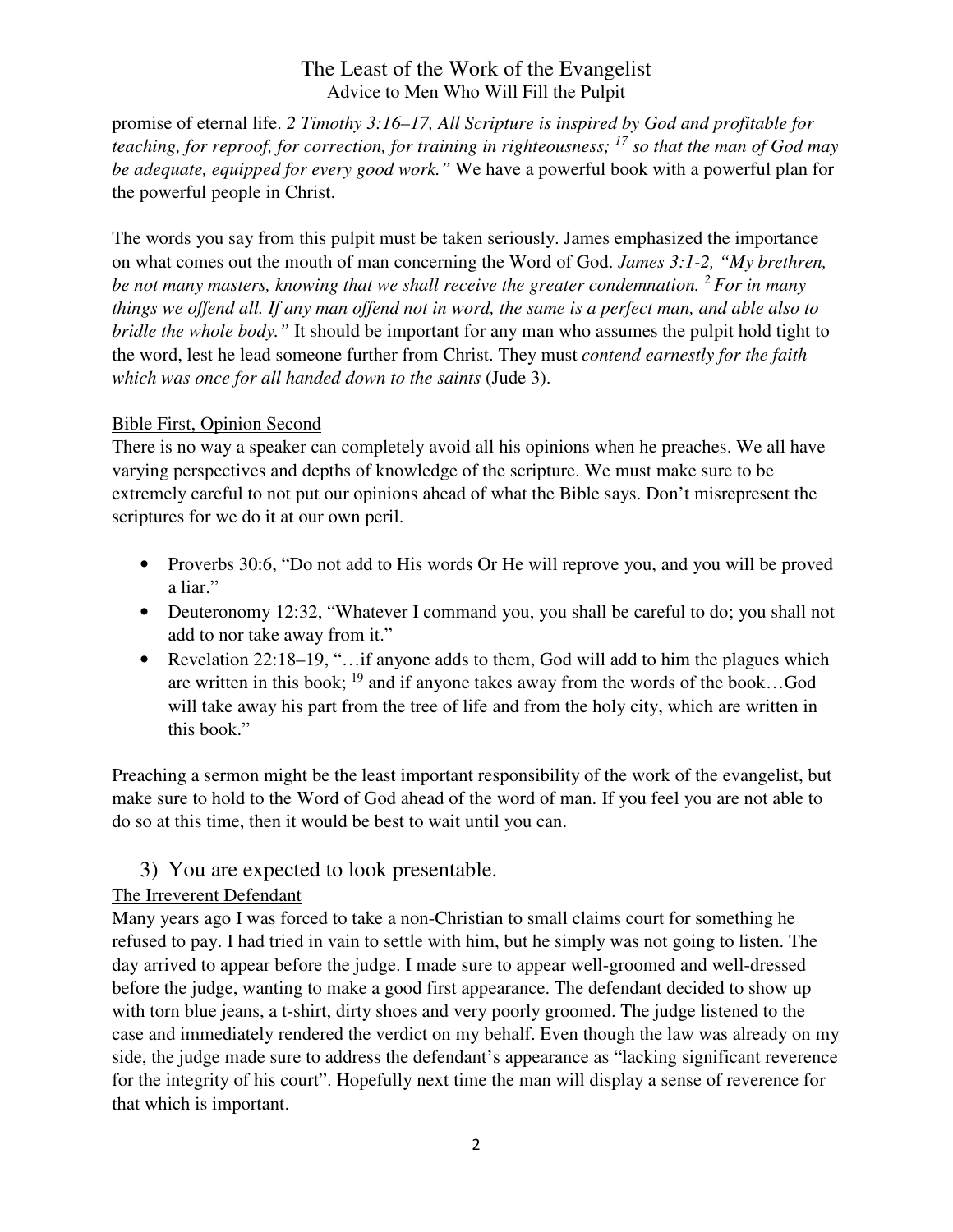promise of eternal life. *2 Timothy 3:16–17, All Scripture is inspired by God and profitable for teaching, for reproof, for correction, for training in righteousness; [17] so that the man of God may be adequate, equipped for every good work."* We have a powerful book with a powerful plan for the powerful people in Christ.

The words you say from this pulpit must be taken seriously. James emphasized the importance on what comes out the mouth of man concerning the Word of God. *James 3:1-2, "My brethren, be not many masters, knowing that we shall receive the greater condemnation. [2] For in many things we offend all. If any man offend not in word, the same is a perfect man, and able also to bridle the whole body."* It should be important for any man who assumes the pulpit hold tight to the word, lest he lead someone further from Christ. They must *contend earnestly for the faith which was once for all handed down to the saints* (Jude 3).

<u>Bible First, Opinion Second</u>

There is no way a speaker can completely avoid all his opinions when he preaches. We all have varying perspectives and depths of knowledge of the scripture. We must make sure to be extremely careful to not put our opinions ahead of what the Bible says. Don't misrepresent the scriptures for we do it at our own peril.

- Proverbs 30:6, "Do not add to His words Or He will reprove you, and you will be proved a liar."
- Deuteronomy 12:32, "Whatever I command you, you shall be careful to do; you shall not add to nor take away from it."
- Revelation 22:18–19, "…if anyone adds to them, God will add to him the plagues which are written in this book; [19] and if anyone takes away from the words of the book…God will take away his part from the tree of life and from the holy city, which are written in this book."

Preaching a sermon might be the least important responsibility of the work of the evangelist, but make sure to hold to the Word of God ahead of the word of man. If you feel you are not able to do so at this time, then it would be best to wait until you can.

## 3) <u>You are expected to look presentable.</u>

<u>The Irreverent Defendant</u>

Many years ago I was forced to take a non-Christian to small claims court for something he refused to pay. I had tried in vain to settle with him, but he simply was not going to listen. The day arrived to appear before the judge. I made sure to appear well-groomed and well-dressed before the judge, wanting to make a good first appearance. The defendant decided to show up with torn blue jeans, a t-shirt, dirty shoes and very poorly groomed. The judge listened to the case and immediately rendered the verdict on my behalf. Even though the law was already on my side, the judge made sure to address the defendant's appearance as "lacking significant reverence for the integrity of his court". Hopefully next time the man will display a sense of reverence for that which is important.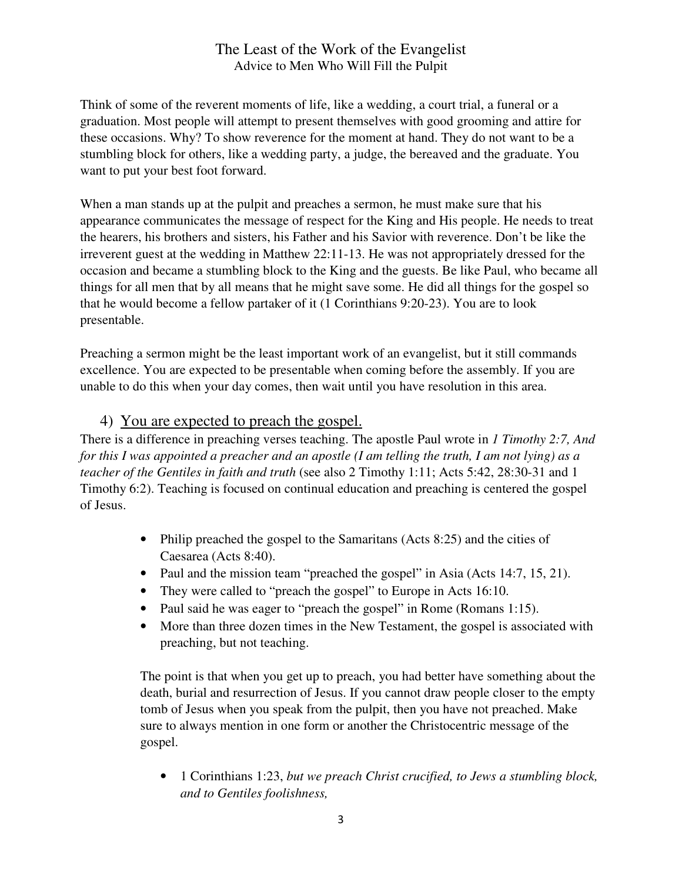Think of some of the reverent moments of life, like a wedding, a court trial, a funeral or a graduation. Most people will attempt to present themselves with good grooming and attire for these occasions. Why? To show reverence for the moment at hand. They do not want to be a stumbling block for others, like a wedding party, a judge, the bereaved and the graduate. You want to put your best foot forward.

When a man stands up at the pulpit and preaches a sermon, he must make sure that his appearance communicates the message of respect for the King and His people. He needs to treat the hearers, his brothers and sisters, his Father and his Savior with reverence. Don't be like the irreverent guest at the wedding in Matthew 22:11-13. He was not appropriately dressed for the occasion and became a stumbling block to the King and the guests. Be like Paul, who became all things for all men that by all means that he might save some. He did all things for the gospel so that he would become a fellow partaker of it (1 Corinthians 9:20-23). You are to look presentable.

Preaching a sermon might be the least important work of an evangelist, but it still commands excellence. You are expected to be presentable when coming before the assembly. If you are unable to do this when your day comes, then wait until you have resolution in this area.

## 4) You are expected to preach the gospel.

There is a difference in preaching verses teaching. The apostle Paul wrote in *1 Timothy 2:7, And for this I was appointed a preacher and an apostle (I am telling the truth, I am not lying) as a teacher of the Gentiles in faith and truth* (see also 2 Timothy 1:11; Acts 5:42, 28:30-31 and 1 Timothy 6:2). Teaching is focused on continual education and preaching is centered the gospel of Jesus.

- Philip preached the gospel to the Samaritans (Acts 8:25) and the cities of Caesarea (Acts 8:40).
- Paul and the mission team "preached the gospel" in Asia (Acts 14:7, 15, 21).
- They were called to "preach the gospel" to Europe in Acts 16:10.
- Paul said he was eager to "preach the gospel" in Rome (Romans 1:15).
- More than three dozen times in the New Testament, the gospel is associated with preaching, but not teaching.

The point is that when you get up to preach, you had better have something about the death, burial and resurrection of Jesus. If you cannot draw people closer to the empty tomb of Jesus when you speak from the pulpit, then you have not preached. Make sure to always mention in one form or another the Christocentric message of the gospel.

- 1 Corinthians 1:23, *but we preach Christ crucified, to Jews a stumbling block, and to Gentiles foolishness,*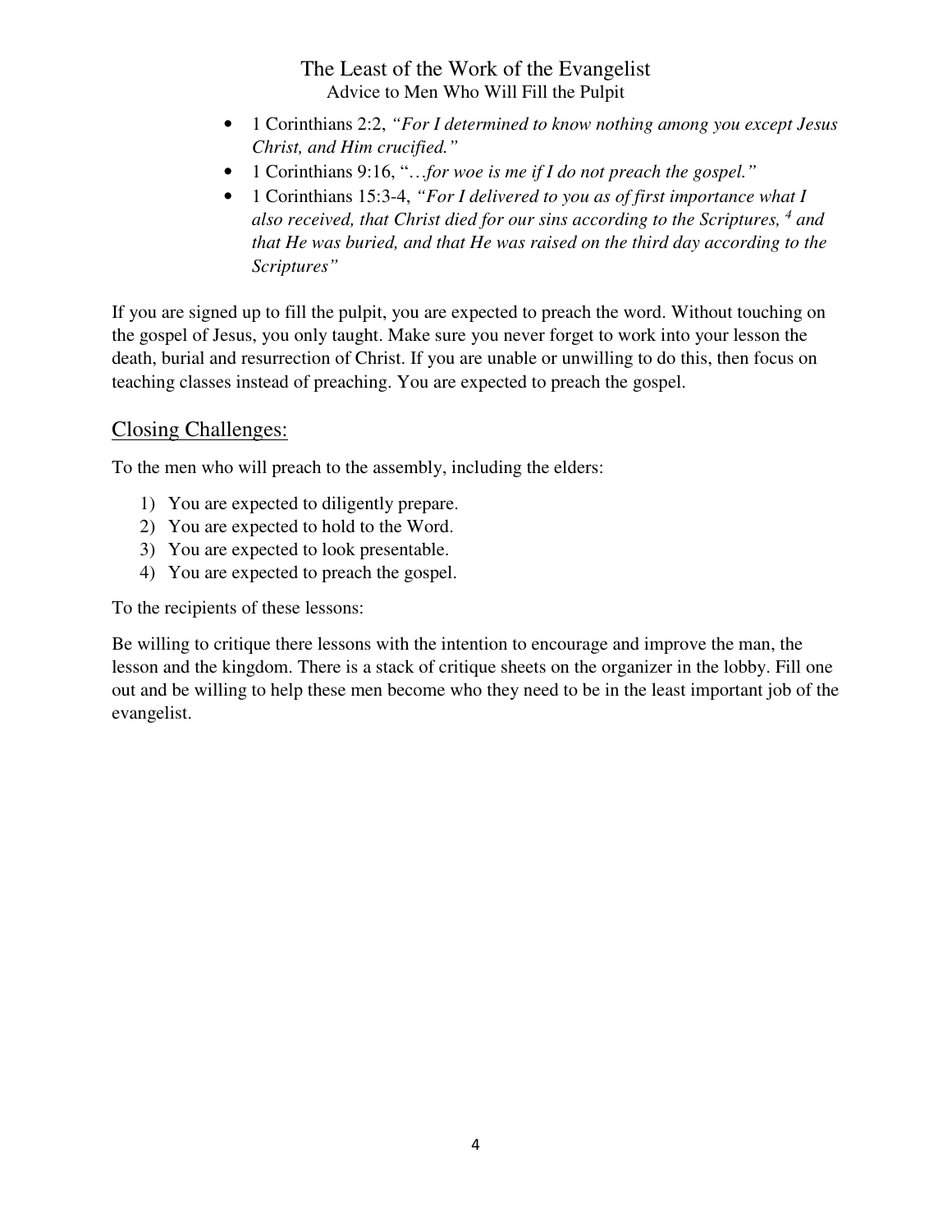- 1 Corinthians 2:2, *"For I determined to know nothing among you except Jesus Christ, and Him crucified."*
- 1 Corinthians 9:16, "…*for woe is me if I do not preach the gospel."*
- 1 Corinthians 15:3-4, *"For I delivered to you as of first importance what I also received, that Christ died for our sins according to the Scriptures, [4] and that He was buried, and that He was raised on the third day according to the Scriptures"*

If you are signed up to fill the pulpit, you are expected to preach the word. Without touching on the gospel of Jesus, you only taught. Make sure you never forget to work into your lesson the death, burial and resurrection of Christ. If you are unable or unwilling to do this, then focus on teaching classes instead of preaching. You are expected to preach the gospel.

## Closing Challenges:

To the men who will preach to the assembly, including the elders:

1) You are expected to diligently prepare.
2) You are expected to hold to the Word.
3) You are expected to look presentable.
4) You are expected to preach the gospel.

To the recipients of these lessons:

Be willing to critique there lessons with the intention to encourage and improve the man, the lesson and the kingdom. There is a stack of critique sheets on the organizer in the lobby. Fill one out and be willing to help these men become who they need to be in the least important job of the evangelist.